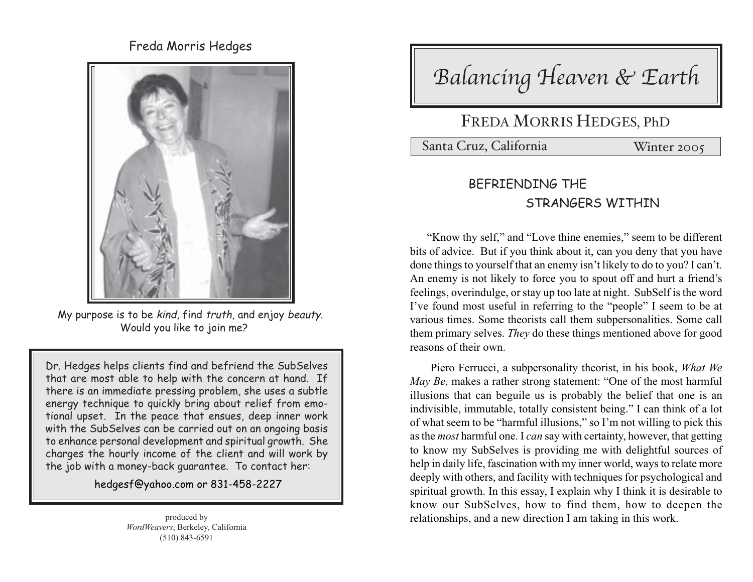Freda Morris Hedges

My purpose is to be *kind*, find *truth*, and enjoy *beauty*. Would you like to join me?

Dr. Hedges helps clients find and befriend the SubSelves that are most able to help with the concern at hand. If there is an immediate pressing problem, she uses a subtle energy technique to quickly bring about relief from emotional upset. In the peace that ensues, deep inner work with the SubSelves can be carried out on an ongoing basis to enhance personal development and spiritual growth. She charges the hourly income of the client and will work by the job with a money-back guarantee. To contact her:

hedgesf@yahoo.com or 831-458-2227

produced by
*WordWeavers*, Berkeley, California
(510) 843-6591

# *Balancing Heaven & Earth*

## Freda Morris Hedges, PhD

Santa Cruz, California — Winter 2005

### BEFRIENDING THE STRANGERS WITHIN

"Know thy self," and "Love thine enemies," seem to be different bits of advice. But if you think about it, can you deny that you have done things to yourself that an enemy isn't likely to do to you? I can't. An enemy is not likely to force you to spout off and hurt a friend's feelings, overindulge, or stay up too late at night. SubSelf is the word I've found most useful in referring to the "people" I seem to be at various times. Some theorists call them subpersonalities. Some call them primary selves. *They* do these things mentioned above for good reasons of their own.

Piero Ferrucci, a subpersonality theorist, in his book, *What We May Be,* makes a rather strong statement: "One of the most harmful illusions that can beguile us is probably the belief that one is an indivisible, immutable, totally consistent being." I can think of a lot of what seem to be "harmful illusions," so I'm not willing to pick this as the *most* harmful one. I *can* say with certainty, however, that getting to know my SubSelves is providing me with delightful sources of help in daily life, fascination with my inner world, ways to relate more deeply with others, and facility with techniques for psychological and spiritual growth. In this essay, I explain why I think it is desirable to know our SubSelves, how to find them, how to deepen the relationships, and a new direction I am taking in this work.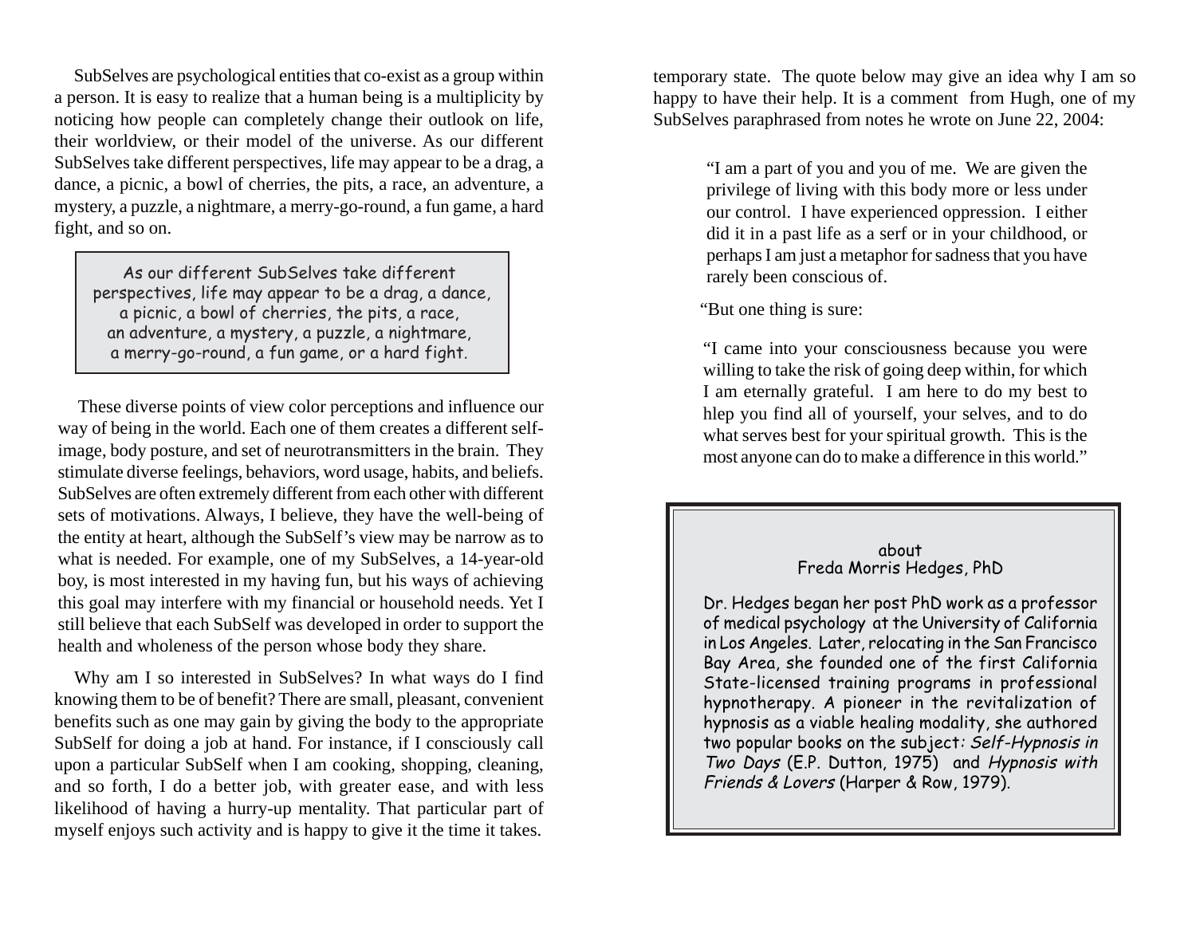SubSelves are psychological entities that co-exist as a group within a person. It is easy to realize that a human being is a multiplicity by noticing how people can completely change their outlook on life, their worldview, or their model of the universe. As our different SubSelves take different perspectives, life may appear to be a drag, a dance, a picnic, a bowl of cherries, the pits, a race, an adventure, a mystery, a puzzle, a nightmare, a merry-go-round, a fun game, a hard fight, and so on.

> As our different SubSelves take different perspectives, life may appear to be a drag, a dance, a picnic, a bowl of cherries, the pits, a race, an adventure, a mystery, a puzzle, a nightmare, a merry-go-round, a fun game, or a hard fight.

These diverse points of view color perceptions and influence our way of being in the world. Each one of them creates a different self-image, body posture, and set of neurotransmitters in the brain. They stimulate diverse feelings, behaviors, word usage, habits, and beliefs. SubSelves are often extremely different from each other with different sets of motivations. Always, I believe, they have the well-being of the entity at heart, although the SubSelf's view may be narrow as to what is needed. For example, one of my SubSelves, a 14-year-old boy, is most interested in my having fun, but his ways of achieving this goal may interfere with my financial or household needs. Yet I still believe that each SubSelf was developed in order to support the health and wholeness of the person whose body they share.

Why am I so interested in SubSelves? In what ways do I find knowing them to be of benefit? There are small, pleasant, convenient benefits such as one may gain by giving the body to the appropriate SubSelf for doing a job at hand. For instance, if I consciously call upon a particular SubSelf when I am cooking, shopping, cleaning, and so forth, I do a better job, with greater ease, and with less likelihood of having a hurry-up mentality. That particular part of myself enjoys such activity and is happy to give it the time it takes.

temporary state. The quote below may give an idea why I am so happy to have their help. It is a comment from Hugh, one of my SubSelves paraphrased from notes he wrote on June 22, 2004:

> "I am a part of you and you of me. We are given the privilege of living with this body more or less under our control. I have experienced oppression. I either did it in a past life as a serf or in your childhood, or perhaps I am just a metaphor for sadness that you have rarely been conscious of.
>
> "But one thing is sure:
>
> "I came into your consciousness because you were willing to take the risk of going deep within, for which I am eternally grateful. I am here to do my best to hlep you find all of yourself, your selves, and to do what serves best for your spiritual growth. This is the most anyone can do to make a difference in this world."

**about**
**Freda Morris Hedges, PhD**

Dr. Hedges began her post PhD work as a professor of medical psychology at the University of California in Los Angeles. Later, relocating in the San Francisco Bay Area, she founded one of the first California State-licensed training programs in professional hypnotherapy. A pioneer in the revitalization of hypnosis as a viable healing modality, she authored two popular books on the subject: *Self-Hypnosis in Two Days* (E.P. Dutton, 1975) and *Hypnosis with Friends & Lovers* (Harper & Row, 1979).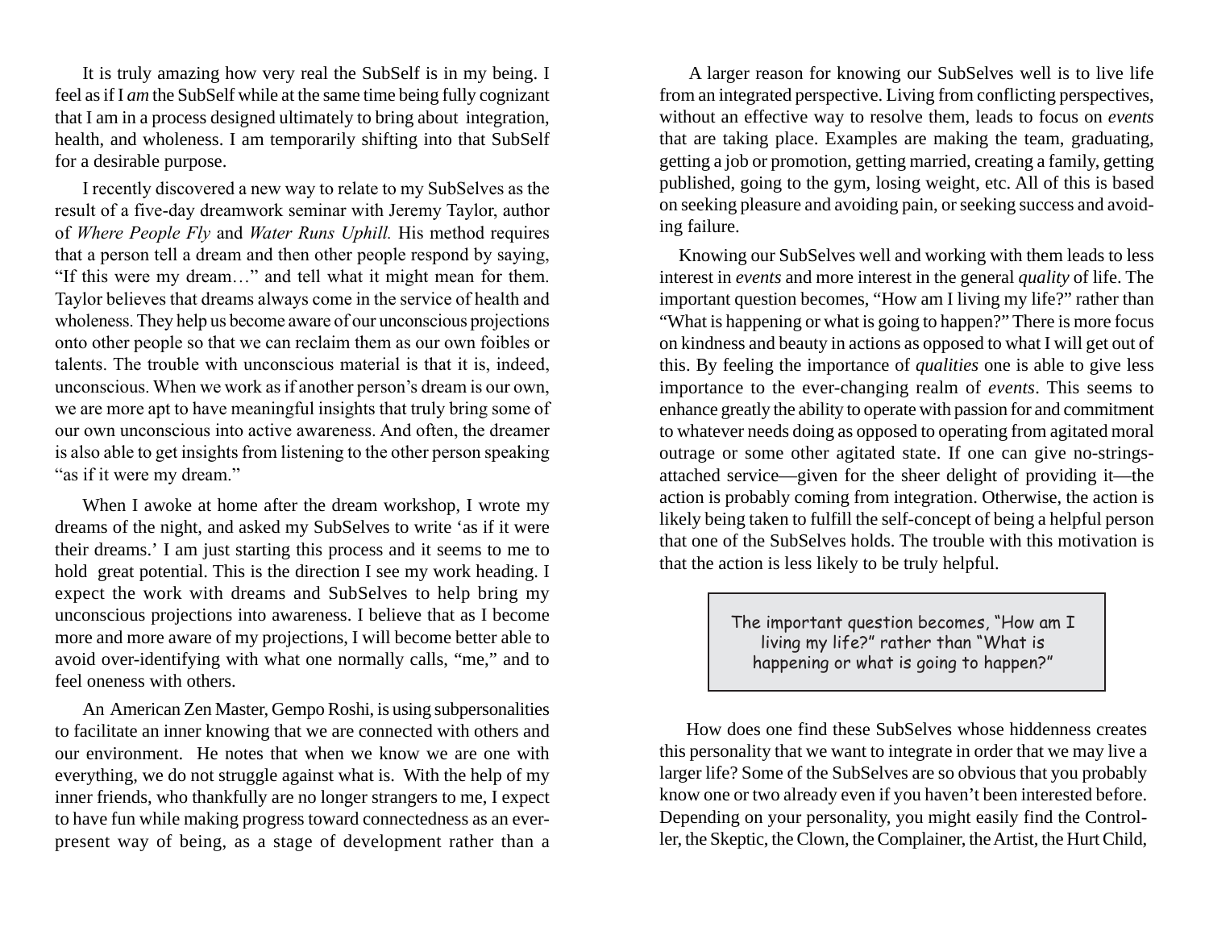It is truly amazing how very real the SubSelf is in my being. I feel as if I *am* the SubSelf while at the same time being fully cognizant that I am in a process designed ultimately to bring about integration, health, and wholeness. I am temporarily shifting into that SubSelf for a desirable purpose.

I recently discovered a new way to relate to my SubSelves as the result of a five-day dreamwork seminar with Jeremy Taylor, author of *Where People Fly* and *Water Runs Uphill.* His method requires that a person tell a dream and then other people respond by saying, "If this were my dream…" and tell what it might mean for them. Taylor believes that dreams always come in the service of health and wholeness. They help us become aware of our unconscious projections onto other people so that we can reclaim them as our own foibles or talents. The trouble with unconscious material is that it is, indeed, unconscious. When we work as if another person's dream is our own, we are more apt to have meaningful insights that truly bring some of our own unconscious into active awareness. And often, the dreamer is also able to get insights from listening to the other person speaking "as if it were my dream."

When I awoke at home after the dream workshop, I wrote my dreams of the night, and asked my SubSelves to write 'as if it were their dreams.' I am just starting this process and it seems to me to hold great potential. This is the direction I see my work heading. I expect the work with dreams and SubSelves to help bring my unconscious projections into awareness. I believe that as I become more and more aware of my projections, I will become better able to avoid over-identifying with what one normally calls, "me," and to feel oneness with others.

An American Zen Master, Gempo Roshi, is using subpersonalities to facilitate an inner knowing that we are connected with others and our environment. He notes that when we know we are one with everything, we do not struggle against what is. With the help of my inner friends, who thankfully are no longer strangers to me, I expect to have fun while making progress toward connectedness as an ever-present way of being, as a stage of development rather than a

A larger reason for knowing our SubSelves well is to live life from an integrated perspective. Living from conflicting perspectives, without an effective way to resolve them, leads to focus on *events* that are taking place. Examples are making the team, graduating, getting a job or promotion, getting married, creating a family, getting published, going to the gym, losing weight, etc. All of this is based on seeking pleasure and avoiding pain, or seeking success and avoiding failure.

Knowing our SubSelves well and working with them leads to less interest in *events* and more interest in the general *quality* of life. The important question becomes, "How am I living my life?" rather than "What is happening or what is going to happen?" There is more focus on kindness and beauty in actions as opposed to what I will get out of this. By feeling the importance of *qualities* one is able to give less importance to the ever-changing realm of *events*. This seems to enhance greatly the ability to operate with passion for and commitment to whatever needs doing as opposed to operating from agitated moral outrage or some other agitated state. If one can give no-strings-attached service—given for the sheer delight of providing it—the action is probably coming from integration. Otherwise, the action is likely being taken to fulfill the self-concept of being a helpful person that one of the SubSelves holds. The trouble with this motivation is that the action is less likely to be truly helpful.

> The important question becomes, "How am I living my life?" rather than "What is happening or what is going to happen?"

How does one find these SubSelves whose hiddenness creates this personality that we want to integrate in order that we may live a larger life? Some of the SubSelves are so obvious that you probably know one or two already even if you haven't been interested before. Depending on your personality, you might easily find the Controller, the Skeptic, the Clown, the Complainer, the Artist, the Hurt Child,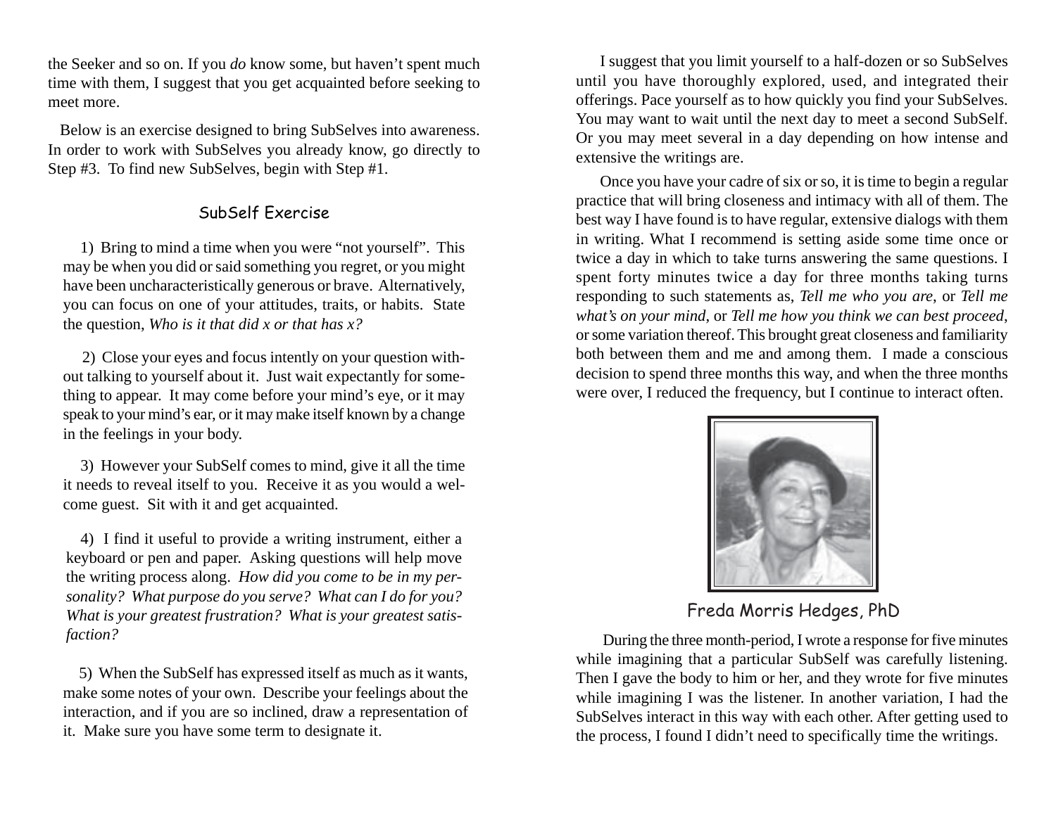the Seeker and so on. If you *do* know some, but haven't spent much time with them, I suggest that you get acquainted before seeking to meet more.

Below is an exercise designed to bring SubSelves into awareness. In order to work with SubSelves you already know, go directly to Step #3. To find new SubSelves, begin with Step #1.

## SubSelf Exercise

1) Bring to mind a time when you were "not yourself". This may be when you did or said something you regret, or you might have been uncharacteristically generous or brave. Alternatively, you can focus on one of your attitudes, traits, or habits. State the question, *Who is it that did x or that has x?*

2) Close your eyes and focus intently on your question without talking to yourself about it. Just wait expectantly for something to appear. It may come before your mind's eye, or it may speak to your mind's ear, or it may make itself known by a change in the feelings in your body.

3) However your SubSelf comes to mind, give it all the time it needs to reveal itself to you. Receive it as you would a welcome guest. Sit with it and get acquainted.

4) I find it useful to provide a writing instrument, either a keyboard or pen and paper. Asking questions will help move the writing process along. *How did you come to be in my personality? What purpose do you serve? What can I do for you? What is your greatest frustration? What is your greatest satisfaction?*

5) When the SubSelf has expressed itself as much as it wants, make some notes of your own. Describe your feelings about the interaction, and if you are so inclined, draw a representation of it. Make sure you have some term to designate it.

I suggest that you limit yourself to a half-dozen or so SubSelves until you have thoroughly explored, used, and integrated their offerings. Pace yourself as to how quickly you find your SubSelves. You may want to wait until the next day to meet a second SubSelf. Or you may meet several in a day depending on how intense and extensive the writings are.

Once you have your cadre of six or so, it is time to begin a regular practice that will bring closeness and intimacy with all of them. The best way I have found is to have regular, extensive dialogs with them in writing. What I recommend is setting aside some time once or twice a day in which to take turns answering the same questions. I spent forty minutes twice a day for three months taking turns responding to such statements as, *Tell me who you are*, or *Tell me what's on your mind*, or *Tell me how you think we can best proceed*, or some variation thereof. This brought great closeness and familiarity both between them and me and among them. I made a conscious decision to spend three months this way, and when the three months were over, I reduced the frequency, but I continue to interact often.

Freda Morris Hedges, PhD

During the three month-period, I wrote a response for five minutes while imagining that a particular SubSelf was carefully listening. Then I gave the body to him or her, and they wrote for five minutes while imagining I was the listener. In another variation, I had the SubSelves interact in this way with each other. After getting used to the process, I found I didn't need to specifically time the writings.